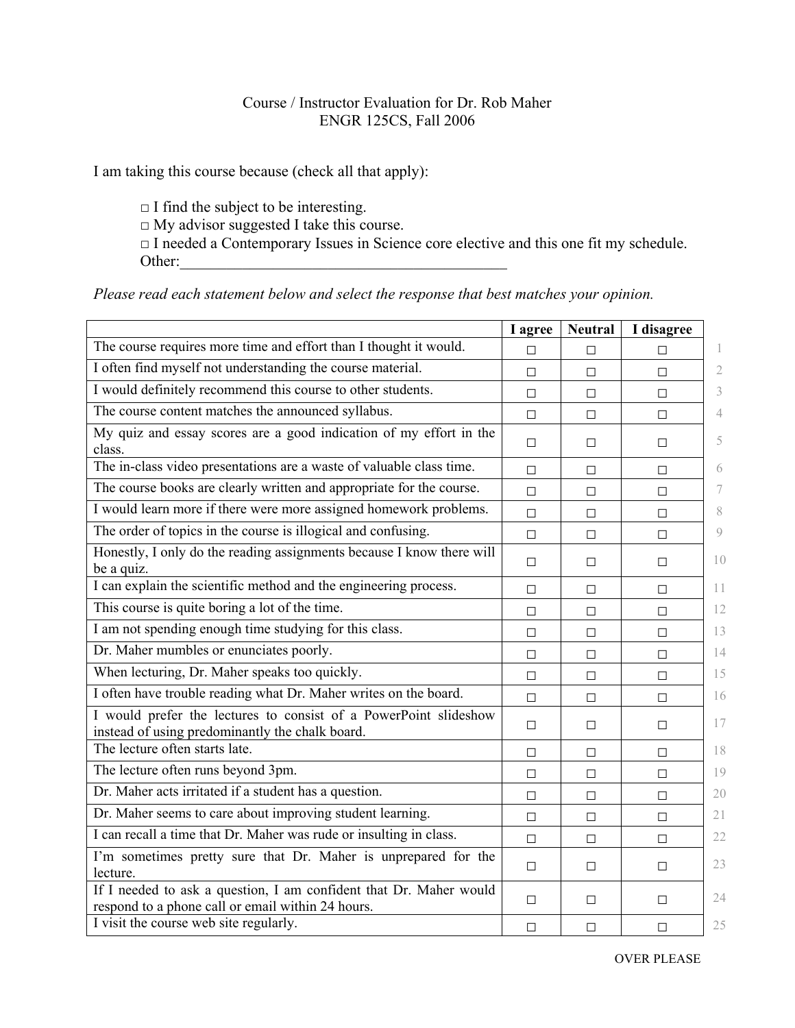Course / Instructor Evaluation for Dr. Rob Maher
ENGR 125CS, Fall 2006

I am taking this course because (check all that apply):

- □ I find the subject to be interesting.
- □ My advisor suggested I take this course.
- □ I needed a Contemporary Issues in Science core elective and this one fit my schedule.
- Other:___________________________________________

*Please read each statement below and select the response that best matches your opinion.*

| | I agree | Neutral | I disagree | |
|---|---|---|---|---|
| The course requires more time and effort than I thought it would. | □ | □ | □ | 1 |
| I often find myself not understanding the course material. | □ | □ | □ | 2 |
| I would definitely recommend this course to other students. | □ | □ | □ | 3 |
| The course content matches the announced syllabus. | □ | □ | □ | 4 |
| My quiz and essay scores are a good indication of my effort in the class. | □ | □ | □ | 5 |
| The in-class video presentations are a waste of valuable class time. | □ | □ | □ | 6 |
| The course books are clearly written and appropriate for the course. | □ | □ | □ | 7 |
| I would learn more if there were more assigned homework problems. | □ | □ | □ | 8 |
| The order of topics in the course is illogical and confusing. | □ | □ | □ | 9 |
| Honestly, I only do the reading assignments because I know there will be a quiz. | □ | □ | □ | 10 |
| I can explain the scientific method and the engineering process. | □ | □ | □ | 11 |
| This course is quite boring a lot of the time. | □ | □ | □ | 12 |
| I am not spending enough time studying for this class. | □ | □ | □ | 13 |
| Dr. Maher mumbles or enunciates poorly. | □ | □ | □ | 14 |
| When lecturing, Dr. Maher speaks too quickly. | □ | □ | □ | 15 |
| I often have trouble reading what Dr. Maher writes on the board. | □ | □ | □ | 16 |
| I would prefer the lectures to consist of a PowerPoint slideshow instead of using predominantly the chalk board. | □ | □ | □ | 17 |
| The lecture often starts late. | □ | □ | □ | 18 |
| The lecture often runs beyond 3pm. | □ | □ | □ | 19 |
| Dr. Maher acts irritated if a student has a question. | □ | □ | □ | 20 |
| Dr. Maher seems to care about improving student learning. | □ | □ | □ | 21 |
| I can recall a time that Dr. Maher was rude or insulting in class. | □ | □ | □ | 22 |
| I'm sometimes pretty sure that Dr. Maher is unprepared for the lecture. | □ | □ | □ | 23 |
| If I needed to ask a question, I am confident that Dr. Maher would respond to a phone call or email within 24 hours. | □ | □ | □ | 24 |
| I visit the course web site regularly. | □ | □ | □ | 25 |

OVER PLEASE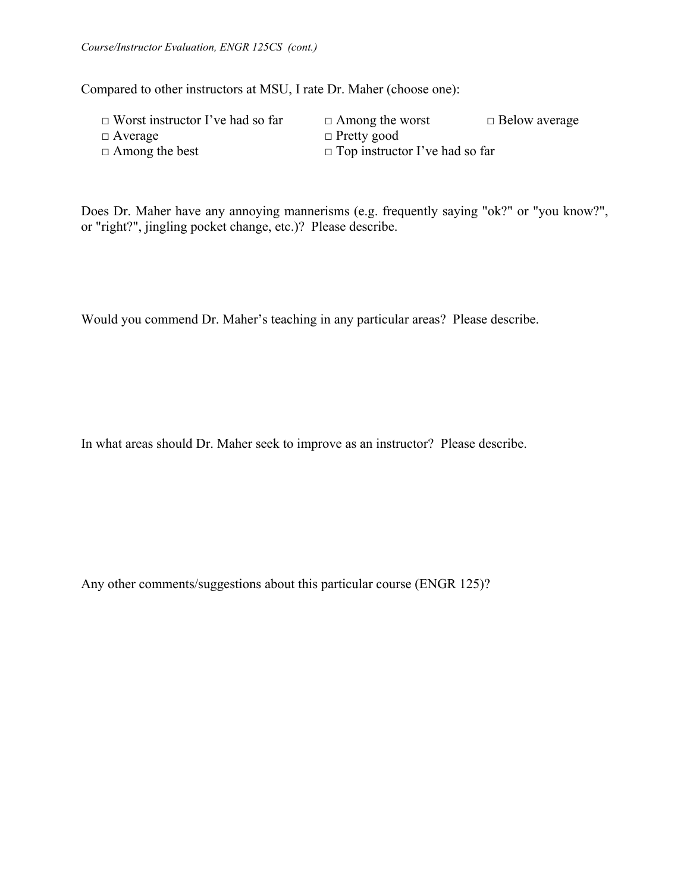Compared to other instructors at MSU, I rate Dr. Maher (choose one):

□ Worst instructor I've had so far □ Among the worst □ Below average
□ Average □ Pretty good
□ Among the best □ Top instructor I've had so far

Does Dr. Maher have any annoying mannerisms (e.g. frequently saying "ok?" or "you know?", or "right?", jingling pocket change, etc.)? Please describe.

Would you commend Dr. Maher's teaching in any particular areas? Please describe.

In what areas should Dr. Maher seek to improve as an instructor? Please describe.

Any other comments/suggestions about this particular course (ENGR 125)?